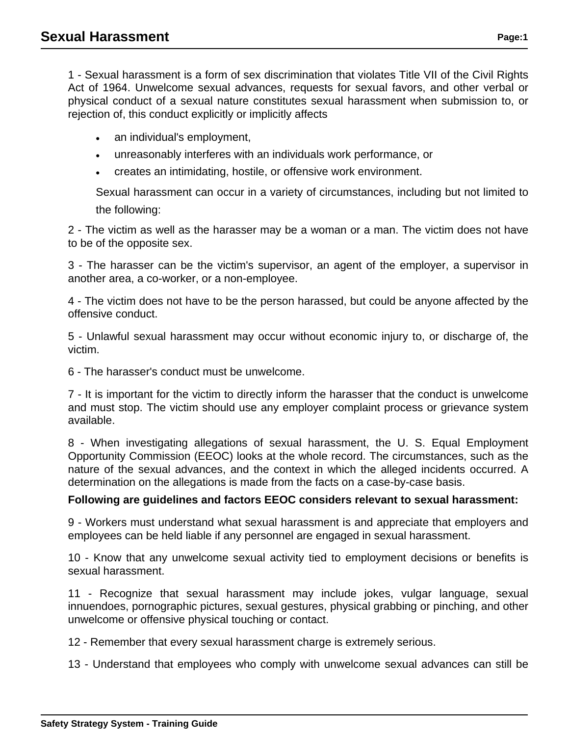# Sexual Harassment

1 - Sexual harassment is a form of sex discrimination that violates Title VII of the Civil Rights Act of 1964. Unwelcome sexual advances, requests for sexual favors, and other verbal or physical conduct of a sexual nature constitutes sexual harassment when submission to, or rejection of, this conduct explicitly or implicitly affects

- an individual's employment,
- unreasonably interferes with an individuals work performance, or
- creates an intimidating, hostile, or offensive work environment.

Sexual harassment can occur in a variety of circumstances, including but not limited to the following:

2 - The victim as well as the harasser may be a woman or a man. The victim does not have to be of the opposite sex.

3 - The harasser can be the victim's supervisor, an agent of the employer, a supervisor in another area, a co-worker, or a non-employee.

4 - The victim does not have to be the person harassed, but could be anyone affected by the offensive conduct.

5 - Unlawful sexual harassment may occur without economic injury to, or discharge of, the victim.

6 - The harasser's conduct must be unwelcome.

7 - It is important for the victim to directly inform the harasser that the conduct is unwelcome and must stop. The victim should use any employer complaint process or grievance system available.

8 - When investigating allegations of sexual harassment, the U. S. Equal Employment Opportunity Commission (EEOC) looks at the whole record. The circumstances, such as the nature of the sexual advances, and the context in which the alleged incidents occurred. A determination on the allegations is made from the facts on a case-by-case basis.

**Following are guidelines and factors EEOC considers relevant to sexual harassment:**

9 - Workers must understand what sexual harassment is and appreciate that employers and employees can be held liable if any personnel are engaged in sexual harassment.

10 - Know that any unwelcome sexual activity tied to employment decisions or benefits is sexual harassment.

11 - Recognize that sexual harassment may include jokes, vulgar language, sexual innuendoes, pornographic pictures, sexual gestures, physical grabbing or pinching, and other unwelcome or offensive physical touching or contact.

12 - Remember that every sexual harassment charge is extremely serious.

13 - Understand that employees who comply with unwelcome sexual advances can still be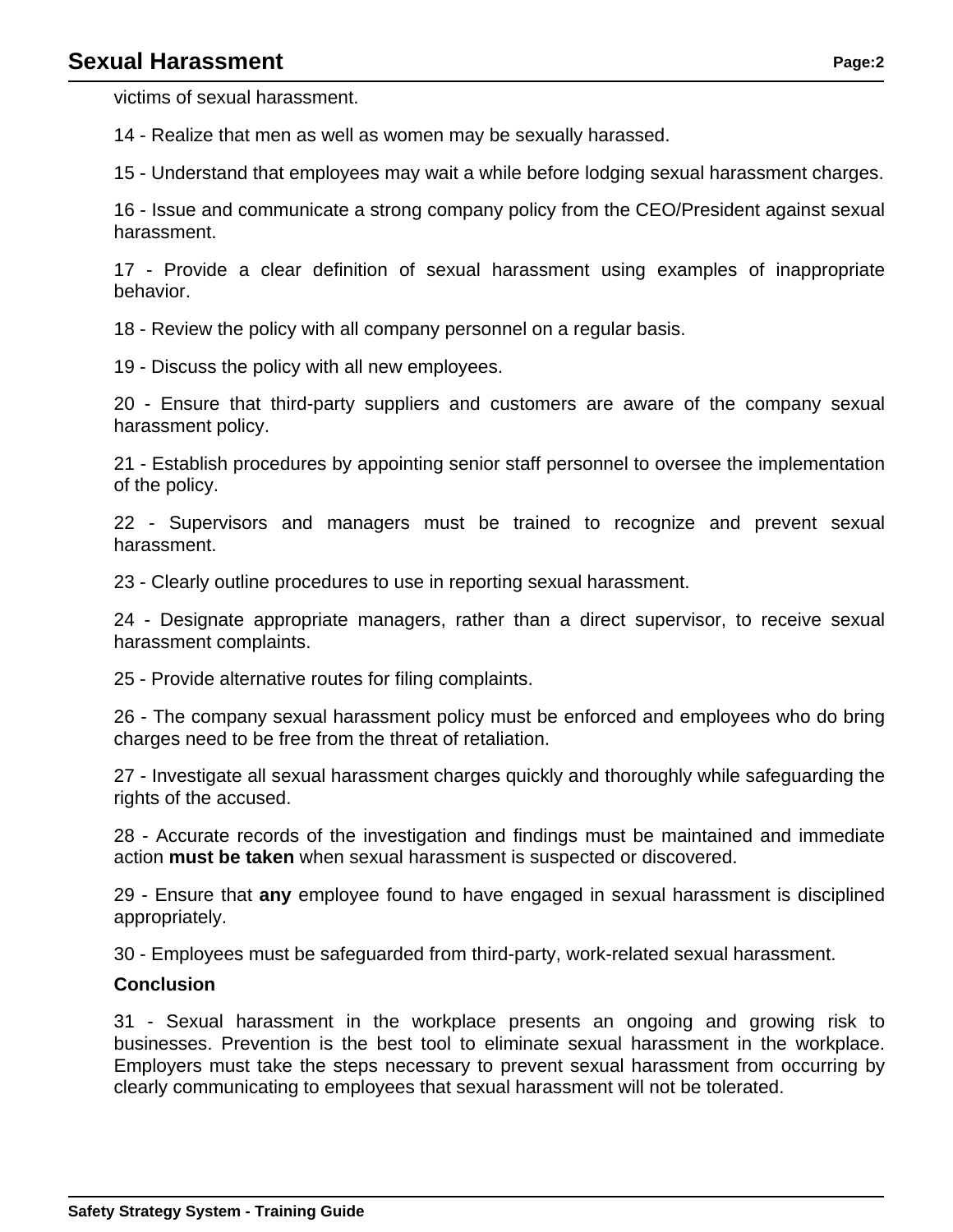victims of sexual harassment.

14 - Realize that men as well as women may be sexually harassed.

15 - Understand that employees may wait a while before lodging sexual harassment charges.

16 - Issue and communicate a strong company policy from the CEO/President against sexual harassment.

17 - Provide a clear definition of sexual harassment using examples of inappropriate behavior.

18 - Review the policy with all company personnel on a regular basis.

19 - Discuss the policy with all new employees.

20 - Ensure that third-party suppliers and customers are aware of the company sexual harassment policy.

21 - Establish procedures by appointing senior staff personnel to oversee the implementation of the policy.

22 - Supervisors and managers must be trained to recognize and prevent sexual harassment.

23 - Clearly outline procedures to use in reporting sexual harassment.

24 - Designate appropriate managers, rather than a direct supervisor, to receive sexual harassment complaints.

25 - Provide alternative routes for filing complaints.

26 - The company sexual harassment policy must be enforced and employees who do bring charges need to be free from the threat of retaliation.

27 - Investigate all sexual harassment charges quickly and thoroughly while safeguarding the rights of the accused.

28 - Accurate records of the investigation and findings must be maintained and immediate action **must be taken** when sexual harassment is suspected or discovered.

29 - Ensure that **any** employee found to have engaged in sexual harassment is disciplined appropriately.

30 - Employees must be safeguarded from third-party, work-related sexual harassment.

**Conclusion**

31 - Sexual harassment in the workplace presents an ongoing and growing risk to businesses. Prevention is the best tool to eliminate sexual harassment in the workplace. Employers must take the steps necessary to prevent sexual harassment from occurring by clearly communicating to employees that sexual harassment will not be tolerated.